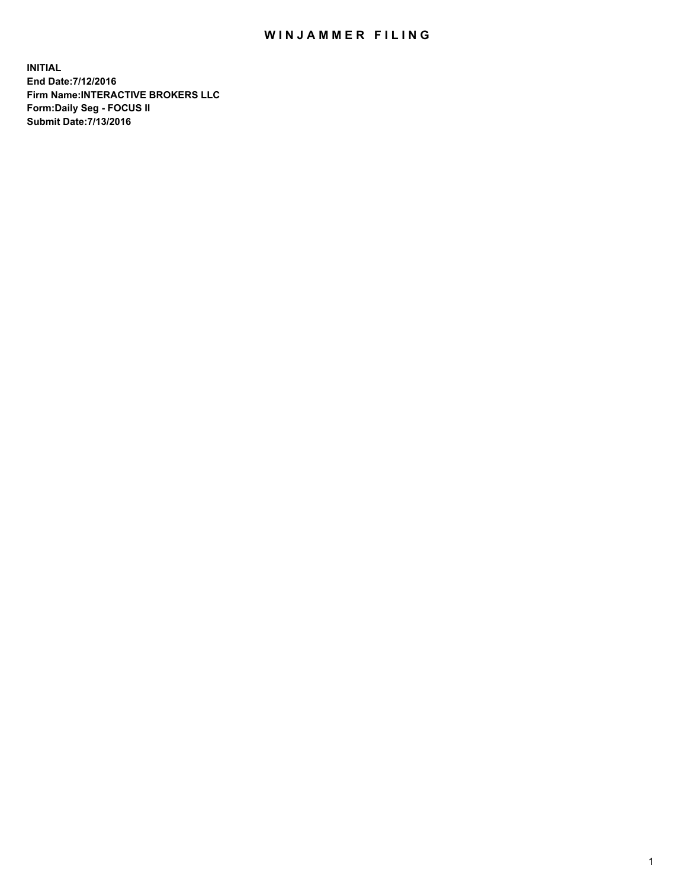# WINJAMMER FILING

**INITIAL**
**End Date:7/12/2016**
**Firm Name:INTERACTIVE BROKERS LLC**
**Form:Daily Seg - FOCUS II**
**Submit Date:7/13/2016**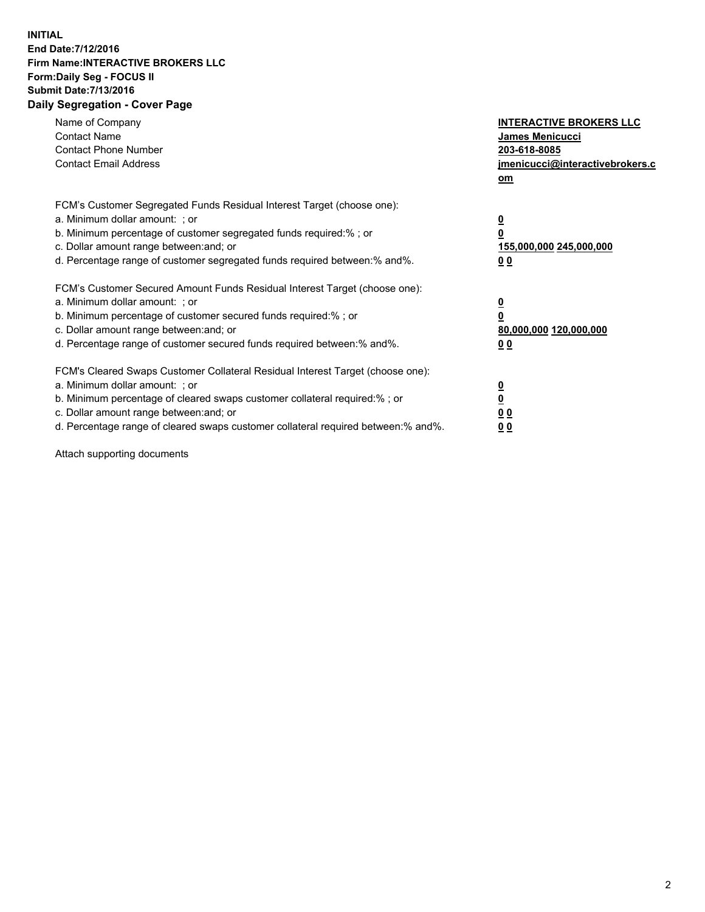**INITIAL**
**End Date:7/12/2016**
**Firm Name:INTERACTIVE BROKERS LLC**
**Form:Daily Seg - FOCUS II**
**Submit Date:7/13/2016**

## Daily Segregation - Cover Page

| | |
|---|---|
| Name of Company | **INTERACTIVE BROKERS LLC** |
| Contact Name | **James Menicucci** |
| Contact Phone Number | **203-618-8085** |
| Contact Email Address | **jmenicucci@interactivebrokers.com** |

| | |
|---|---|
| FCM's Customer Segregated Funds Residual Interest Target (choose one): | |
| a. Minimum dollar amount: ; or | **0** |
| b. Minimum percentage of customer segregated funds required:% ; or | **0** |
| c. Dollar amount range between:and; or | **155,000,000 245,000,000** |
| d. Percentage range of customer segregated funds required between:% and%. | **0 0** |

| | |
|---|---|
| FCM's Customer Secured Amount Funds Residual Interest Target (choose one): | |
| a. Minimum dollar amount: ; or | **0** |
| b. Minimum percentage of customer secured funds required:% ; or | **0** |
| c. Dollar amount range between:and; or | **80,000,000 120,000,000** |
| d. Percentage range of customer secured funds required between:% and%. | **0 0** |

| | |
|---|---|
| FCM's Cleared Swaps Customer Collateral Residual Interest Target (choose one): | |
| a. Minimum dollar amount: ; or | **0** |
| b. Minimum percentage of cleared swaps customer collateral required:% ; or | **0** |
| c. Dollar amount range between:and; or | **0 0** |
| d. Percentage range of cleared swaps customer collateral required between:% and%. | **0 0** |

Attach supporting documents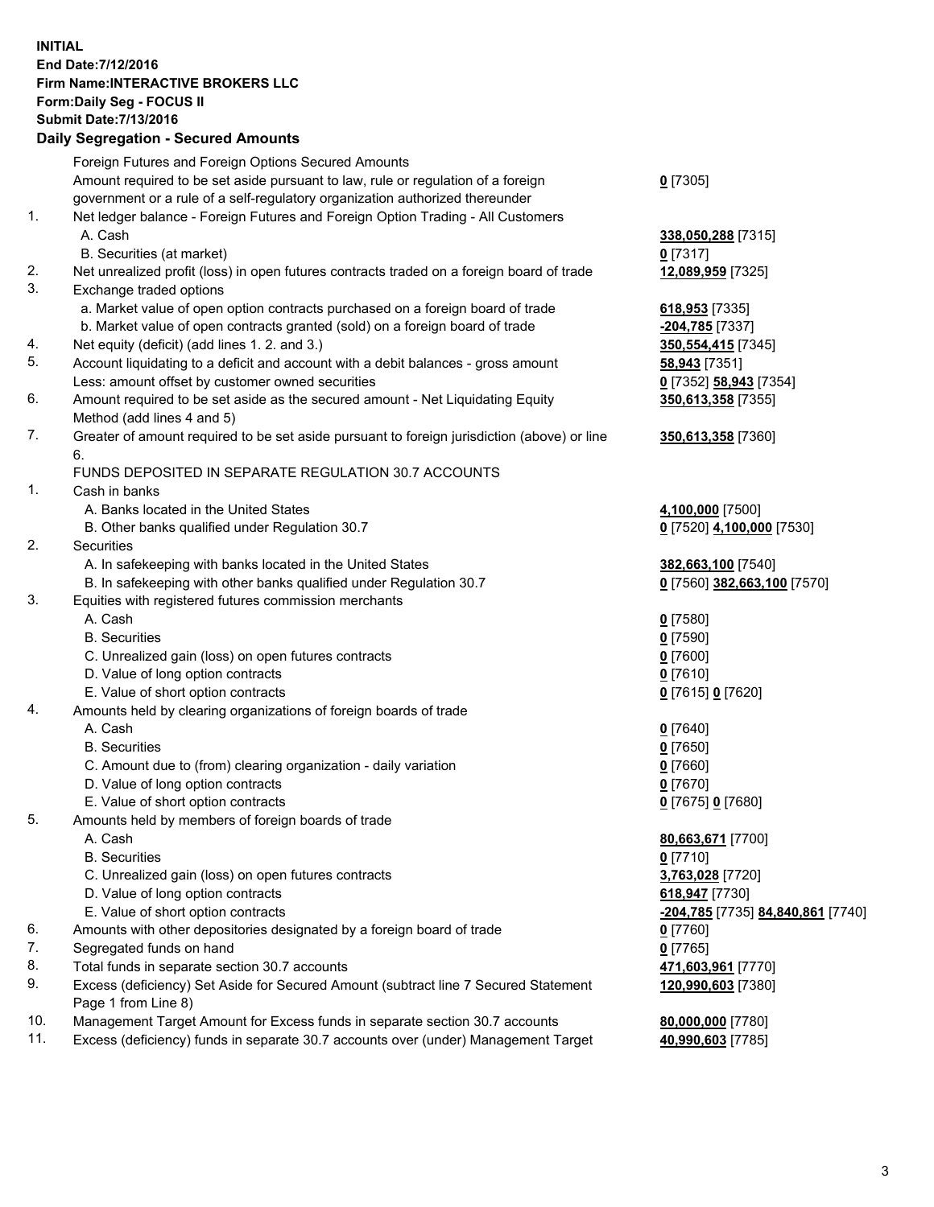**INITIAL**
**End Date:7/12/2016**
**Firm Name:INTERACTIVE BROKERS LLC**
**Form:Daily Seg - FOCUS II**
**Submit Date:7/13/2016**

## Daily Segregation - Secured Amounts

| | | |
|---|---|---|
| | Foreign Futures and Foreign Options Secured Amounts | |
| | Amount required to be set aside pursuant to law, rule or regulation of a foreign government or a rule of a self-regulatory organization authorized thereunder | **0** [7305] |
| 1. | Net ledger balance - Foreign Futures and Foreign Option Trading - All Customers | |
| | A. Cash | **338,050,288** [7315] |
| | B. Securities (at market) | **0** [7317] |
| 2. | Net unrealized profit (loss) in open futures contracts traded on a foreign board of trade | **12,089,959** [7325] |
| 3. | Exchange traded options | |
| | a. Market value of open option contracts purchased on a foreign board of trade | **618,953** [7335] |
| | b. Market value of open contracts granted (sold) on a foreign board of trade | **-204,785** [7337] |
| 4. | Net equity (deficit) (add lines 1. 2. and 3.) | **350,554,415** [7345] |
| 5. | Account liquidating to a deficit and account with a debit balances - gross amount | **58,943** [7351] |
| | Less: amount offset by customer owned securities | **0** [7352] **58,943** [7354] |
| 6. | Amount required to be set aside as the secured amount - Net Liquidating Equity Method (add lines 4 and 5) | **350,613,358** [7355] |
| 7. | Greater of amount required to be set aside pursuant to foreign jurisdiction (above) or line 6. | **350,613,358** [7360] |
| | FUNDS DEPOSITED IN SEPARATE REGULATION 30.7 ACCOUNTS | |
| 1. | Cash in banks | |
| | A. Banks located in the United States | **4,100,000** [7500] |
| | B. Other banks qualified under Regulation 30.7 | **0** [7520] **4,100,000** [7530] |
| 2. | Securities | |
| | A. In safekeeping with banks located in the United States | **382,663,100** [7540] |
| | B. In safekeeping with other banks qualified under Regulation 30.7 | **0** [7560] **382,663,100** [7570] |
| 3. | Equities with registered futures commission merchants | |
| | A. Cash | **0** [7580] |
| | B. Securities | **0** [7590] |
| | C. Unrealized gain (loss) on open futures contracts | **0** [7600] |
| | D. Value of long option contracts | **0** [7610] |
| | E. Value of short option contracts | **0** [7615] **0** [7620] |
| 4. | Amounts held by clearing organizations of foreign boards of trade | |
| | A. Cash | **0** [7640] |
| | B. Securities | **0** [7650] |
| | C. Amount due to (from) clearing organization - daily variation | **0** [7660] |
| | D. Value of long option contracts | **0** [7670] |
| | E. Value of short option contracts | **0** [7675] **0** [7680] |
| 5. | Amounts held by members of foreign boards of trade | |
| | A. Cash | **80,663,671** [7700] |
| | B. Securities | **0** [7710] |
| | C. Unrealized gain (loss) on open futures contracts | **3,763,028** [7720] |
| | D. Value of long option contracts | **618,947** [7730] |
| | E. Value of short option contracts | **-204,785** [7735] **84,840,861** [7740] |
| 6. | Amounts with other depositories designated by a foreign board of trade | **0** [7760] |
| 7. | Segregated funds on hand | **0** [7765] |
| 8. | Total funds in separate section 30.7 accounts | **471,603,961** [7770] |
| 9. | Excess (deficiency) Set Aside for Secured Amount (subtract line 7 Secured Statement Page 1 from Line 8) | **120,990,603** [7380] |
| 10. | Management Target Amount for Excess funds in separate section 30.7 accounts | **80,000,000** [7780] |
| 11. | Excess (deficiency) funds in separate 30.7 accounts over (under) Management Target | **40,990,603** [7785] |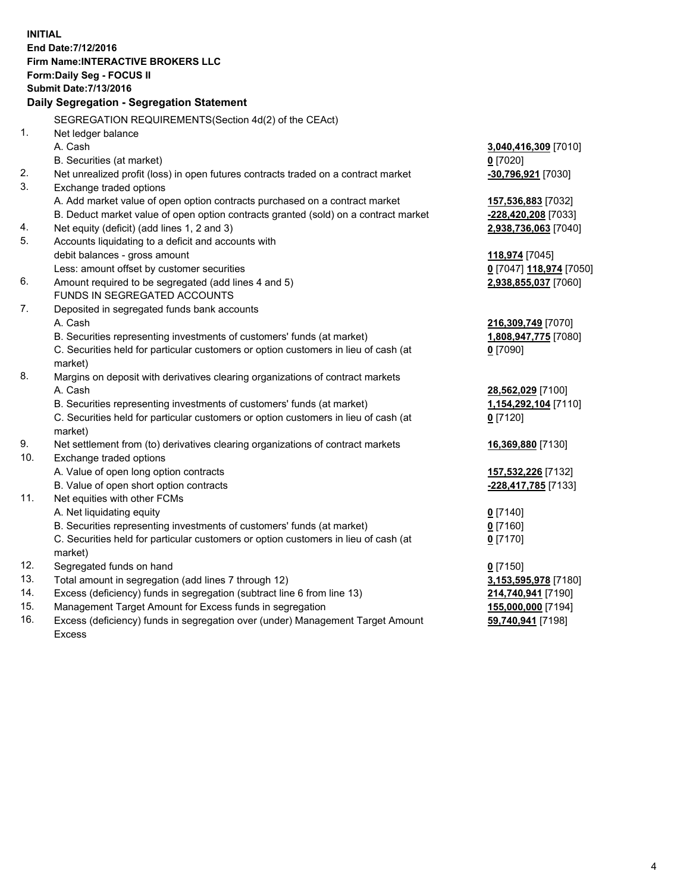**INITIAL**
**End Date:7/12/2016**
**Firm Name:INTERACTIVE BROKERS LLC**
**Form:Daily Seg - FOCUS II**
**Submit Date:7/13/2016**

## Daily Segregation - Segregation Statement

| | | |
|---|---|---|
| | SEGREGATION REQUIREMENTS(Section 4d(2) of the CEAct) | |
| 1. | Net ledger balance | |
| | A. Cash | **3,040,416,309** [7010] |
| | B. Securities (at market) | **0** [7020] |
| 2. | Net unrealized profit (loss) in open futures contracts traded on a contract market | **-30,796,921** [7030] |
| 3. | Exchange traded options | |
| | A. Add market value of open option contracts purchased on a contract market | **157,536,883** [7032] |
| | B. Deduct market value of open option contracts granted (sold) on a contract market | **-228,420,208** [7033] |
| 4. | Net equity (deficit) (add lines 1, 2 and 3) | **2,938,736,063** [7040] |
| 5. | Accounts liquidating to a deficit and accounts with debit balances - gross amount | **118,974** [7045] |
| | Less: amount offset by customer securities | **0** [7047] **118,974** [7050] |
| 6. | Amount required to be segregated (add lines 4 and 5) | **2,938,855,037** [7060] |
| | FUNDS IN SEGREGATED ACCOUNTS | |
| 7. | Deposited in segregated funds bank accounts | |
| | A. Cash | **216,309,749** [7070] |
| | B. Securities representing investments of customers' funds (at market) | **1,808,947,775** [7080] |
| | C. Securities held for particular customers or option customers in lieu of cash (at market) | **0** [7090] |
| 8. | Margins on deposit with derivatives clearing organizations of contract markets | |
| | A. Cash | **28,562,029** [7100] |
| | B. Securities representing investments of customers' funds (at market) | **1,154,292,104** [7110] |
| | C. Securities held for particular customers or option customers in lieu of cash (at market) | **0** [7120] |
| 9. | Net settlement from (to) derivatives clearing organizations of contract markets | **16,369,880** [7130] |
| 10. | Exchange traded options | |
| | A. Value of open long option contracts | **157,532,226** [7132] |
| | B. Value of open short option contracts | **-228,417,785** [7133] |
| 11. | Net equities with other FCMs | |
| | A. Net liquidating equity | **0** [7140] |
| | B. Securities representing investments of customers' funds (at market) | **0** [7160] |
| | C. Securities held for particular customers or option customers in lieu of cash (at market) | **0** [7170] |
| 12. | Segregated funds on hand | **0** [7150] |
| 13. | Total amount in segregation (add lines 7 through 12) | **3,153,595,978** [7180] |
| 14. | Excess (deficiency) funds in segregation (subtract line 6 from line 13) | **214,740,941** [7190] |
| 15. | Management Target Amount for Excess funds in segregation | **155,000,000** [7194] |
| 16. | Excess (deficiency) funds in segregation over (under) Management Target Amount Excess | **59,740,941** [7198] |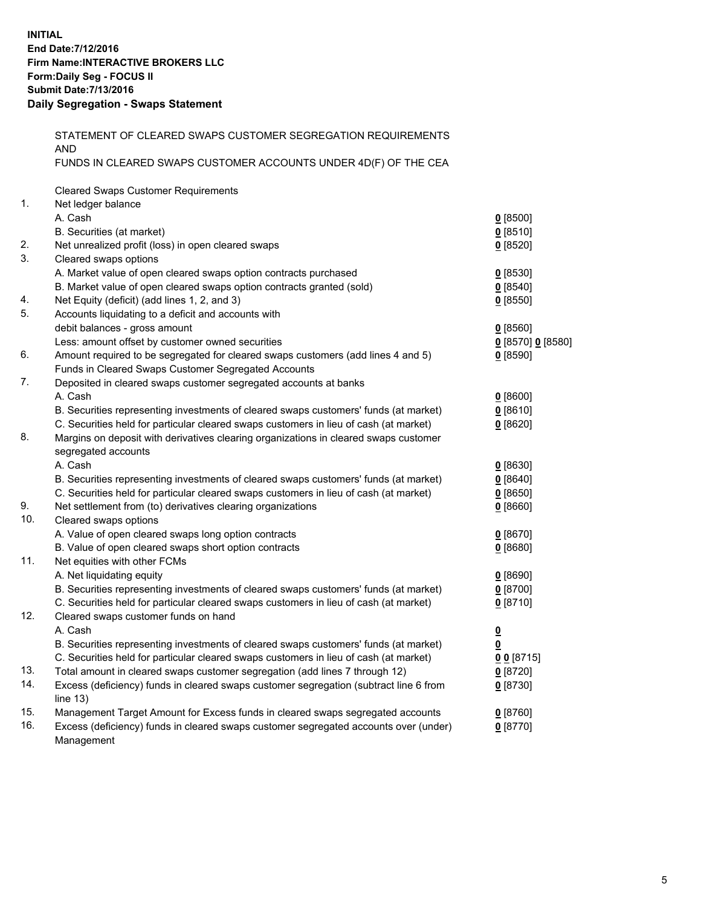**INITIAL**
**End Date:7/12/2016**
**Firm Name:INTERACTIVE BROKERS LLC**
**Form:Daily Seg - FOCUS II**
**Submit Date:7/13/2016**
**Daily Segregation - Swaps Statement**

STATEMENT OF CLEARED SWAPS CUSTOMER SEGREGATION REQUIREMENTS AND FUNDS IN CLEARED SWAPS CUSTOMER ACCOUNTS UNDER 4D(F) OF THE CEA

| | | |
|---|---|---|
| | Cleared Swaps Customer Requirements | |
| 1. | Net ledger balance | |
| | A. Cash | 0 [8500] |
| | B. Securities (at market) | 0 [8510] |
| 2. | Net unrealized profit (loss) in open cleared swaps | 0 [8520] |
| 3. | Cleared swaps options | |
| | A. Market value of open cleared swaps option contracts purchased | 0 [8530] |
| | B. Market value of open cleared swaps option contracts granted (sold) | 0 [8540] |
| 4. | Net Equity (deficit) (add lines 1, 2, and 3) | 0 [8550] |
| 5. | Accounts liquidating to a deficit and accounts with debit balances - gross amount | 0 [8560] |
| | Less: amount offset by customer owned securities | 0 [8570] 0 [8580] |
| 6. | Amount required to be segregated for cleared swaps customers (add lines 4 and 5) | 0 [8590] |
| | Funds in Cleared Swaps Customer Segregated Accounts | |
| 7. | Deposited in cleared swaps customer segregated accounts at banks | |
| | A. Cash | 0 [8600] |
| | B. Securities representing investments of cleared swaps customers' funds (at market) | 0 [8610] |
| | C. Securities held for particular cleared swaps customers in lieu of cash (at market) | 0 [8620] |
| 8. | Margins on deposit with derivatives clearing organizations in cleared swaps customer segregated accounts | |
| | A. Cash | 0 [8630] |
| | B. Securities representing investments of cleared swaps customers' funds (at market) | 0 [8640] |
| | C. Securities held for particular cleared swaps customers in lieu of cash (at market) | 0 [8650] |
| 9. | Net settlement from (to) derivatives clearing organizations | 0 [8660] |
| 10. | Cleared swaps options | |
| | A. Value of open cleared swaps long option contracts | 0 [8670] |
| | B. Value of open cleared swaps short option contracts | 0 [8680] |
| 11. | Net equities with other FCMs | |
| | A. Net liquidating equity | 0 [8690] |
| | B. Securities representing investments of cleared swaps customers' funds (at market) | 0 [8700] |
| | C. Securities held for particular cleared swaps customers in lieu of cash (at market) | 0 [8710] |
| 12. | Cleared swaps customer funds on hand | |
| | A. Cash | 0 |
| | B. Securities representing investments of cleared swaps customers' funds (at market) | 0 |
| | C. Securities held for particular cleared swaps customers in lieu of cash (at market) | 0 0 [8715] |
| 13. | Total amount in cleared swaps customer segregation (add lines 7 through 12) | 0 [8720] |
| 14. | Excess (deficiency) funds in cleared swaps customer segregation (subtract line 6 from line 13) | 0 [8730] |
| 15. | Management Target Amount for Excess funds in cleared swaps segregated accounts | 0 [8760] |
| 16. | Excess (deficiency) funds in cleared swaps customer segregated accounts over (under) Management | 0 [8770] |